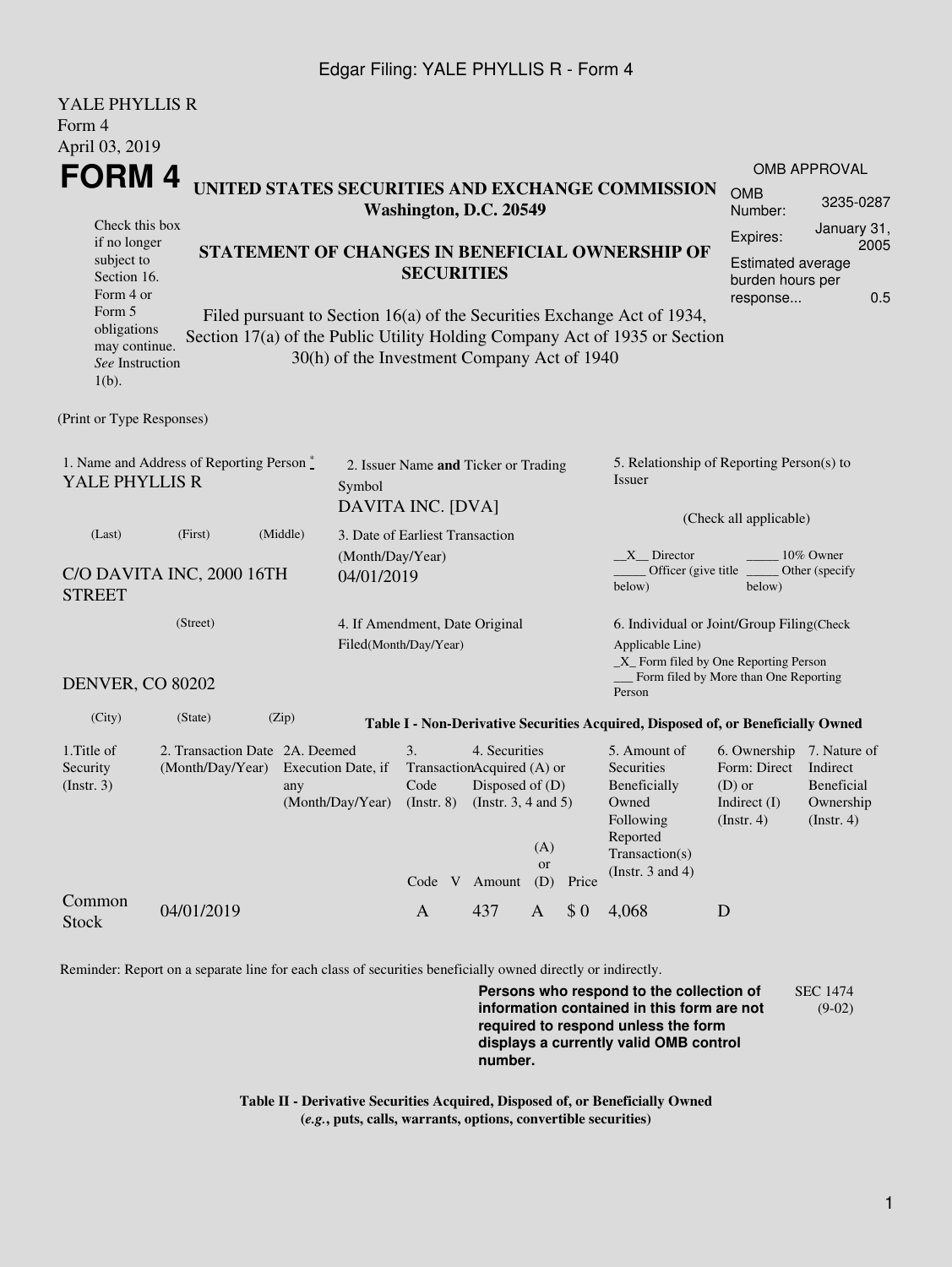YALE PHYLLIS R
Form 4
April 03, 2019

# FORM 4

**UNITED STATES SECURITIES AND EXCHANGE COMMISSION**
**Washington, D.C. 20549**

| OMB APPROVAL | |
|---|---|
| OMB Number: | 3235-0287 |
| Expires: | January 31, 2005 |
| Estimated average burden hours per response... | 0.5 |

Check this box if no longer subject to Section 16. Form 4 or Form 5 obligations may continue. *See* Instruction 1(b).

**STATEMENT OF CHANGES IN BENEFICIAL OWNERSHIP OF SECURITIES**

Filed pursuant to Section 16(a) of the Securities Exchange Act of 1934, Section 17(a) of the Public Utility Holding Company Act of 1935 or Section 30(h) of the Investment Company Act of 1940

(Print or Type Responses)

1. Name and Address of Reporting Person *
YALE PHYLLIS R

(Last) (First) (Middle)

C/O DAVITA INC, 2000 16TH STREET

(Street)

DENVER, CO 80202

(City) (State) (Zip)

2. Issuer Name **and** Ticker or Trading Symbol
DAVITA INC. [DVA]

3. Date of Earliest Transaction (Month/Day/Year)
04/01/2019

4. If Amendment, Date Original Filed(Month/Day/Year)

5. Relationship of Reporting Person(s) to Issuer

(Check all applicable)

\_\_X\_\_ Director \_\_\_\_\_ 10% Owner
\_\_\_\_\_ Officer (give title below) \_\_\_\_\_ Other (specify below)

6. Individual or Joint/Group Filing(Check Applicable Line)
\_X\_ Form filed by One Reporting Person
\_\_\_ Form filed by More than One Reporting Person

**Table I - Non-Derivative Securities Acquired, Disposed of, or Beneficially Owned**

| 1.Title of Security (Instr. 3) | 2. Transaction Date (Month/Day/Year) | 2A. Deemed Execution Date, if any (Month/Day/Year) | 3. Transaction Code (Instr. 8) | | 4. Securities Acquired (A) or Disposed of (D) (Instr. 3, 4 and 5) | | | 5. Amount of Securities Beneficially Owned Following Reported Transaction(s) (Instr. 3 and 4) | 6. Ownership Form: Direct (D) or Indirect (I) (Instr. 4) | 7. Nature of Indirect Beneficial Ownership (Instr. 4) |
|---|---|---|---|---|---|---|---|---|---|---|
| | | | Code | V | Amount | (A) or (D) | Price | | | |
| Common Stock | 04/01/2019 | | A | | 437 | A | $ 0 | 4,068 | D | |

Reminder: Report on a separate line for each class of securities beneficially owned directly or indirectly.

**Persons who respond to the collection of information contained in this form are not required to respond unless the form displays a currently valid OMB control number.**

SEC 1474 (9-02)

**Table II - Derivative Securities Acquired, Disposed of, or Beneficially Owned**
**(*e.g.*, puts, calls, warrants, options, convertible securities)**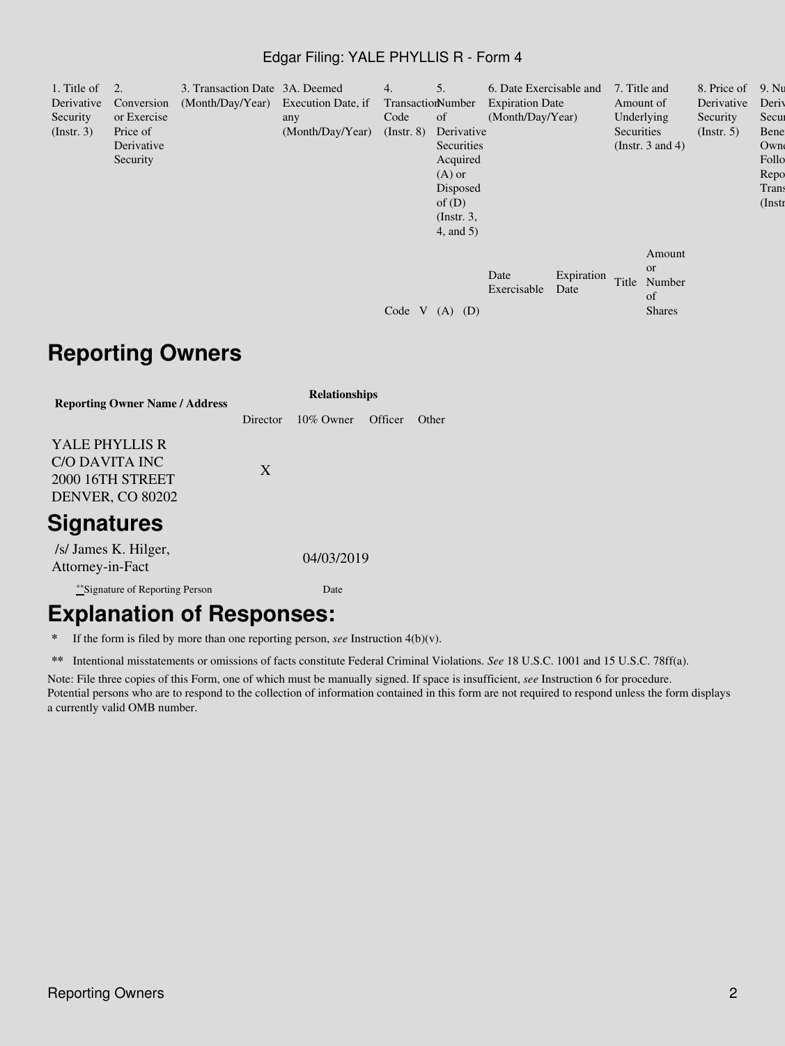| 1. Title of Derivative Security (Instr. 3) | 2. Conversion or Exercise Price of Derivative Security | 3. Transaction Date (Month/Day/Year) | 3A. Deemed Execution Date, if any (Month/Day/Year) | 4. Transaction Code (Instr. 8) | | 5. Number of Derivative Securities Acquired (A) or Disposed of (D) (Instr. 3, 4, and 5) | | 6. Date Exercisable and Expiration Date (Month/Day/Year) | | 7. Title and Amount of Underlying Securities (Instr. 3 and 4) | | 8. Price of Derivative Security (Instr. 5) | 9. Number of Derivative Securities Beneficially Owned Following Reported Transaction(s) (Instr |
|---|---|---|---|---|---|---|---|---|---|---|---|---|---|
| | | | | Code | V | (A) | (D) | Date Exercisable | Expiration Date | Title | Amount or Number of Shares | | |

## Reporting Owners

| Reporting Owner Name / Address | Relationships | | | |
|---|---|---|---|---|
| | Director | 10% Owner | Officer | Other |
| YALE PHYLLIS R<br>C/O DAVITA INC<br>2000 16TH STREET<br>DENVER, CO 80202 | X | | | |

## Signatures

| | |
|---|---|
| /s/ James K. Hilger, Attorney-in-Fact | 04/03/2019 |
| **Signature of Reporting Person | Date |

## Explanation of Responses:

\* If the form is filed by more than one reporting person, *see* Instruction 4(b)(v).

\** Intentional misstatements or omissions of facts constitute Federal Criminal Violations. *See* 18 U.S.C. 1001 and 15 U.S.C. 78ff(a).

Note: File three copies of this Form, one of which must be manually signed. If space is insufficient, *see* Instruction 6 for procedure.
Potential persons who are to respond to the collection of information contained in this form are not required to respond unless the form displays a currently valid OMB number.